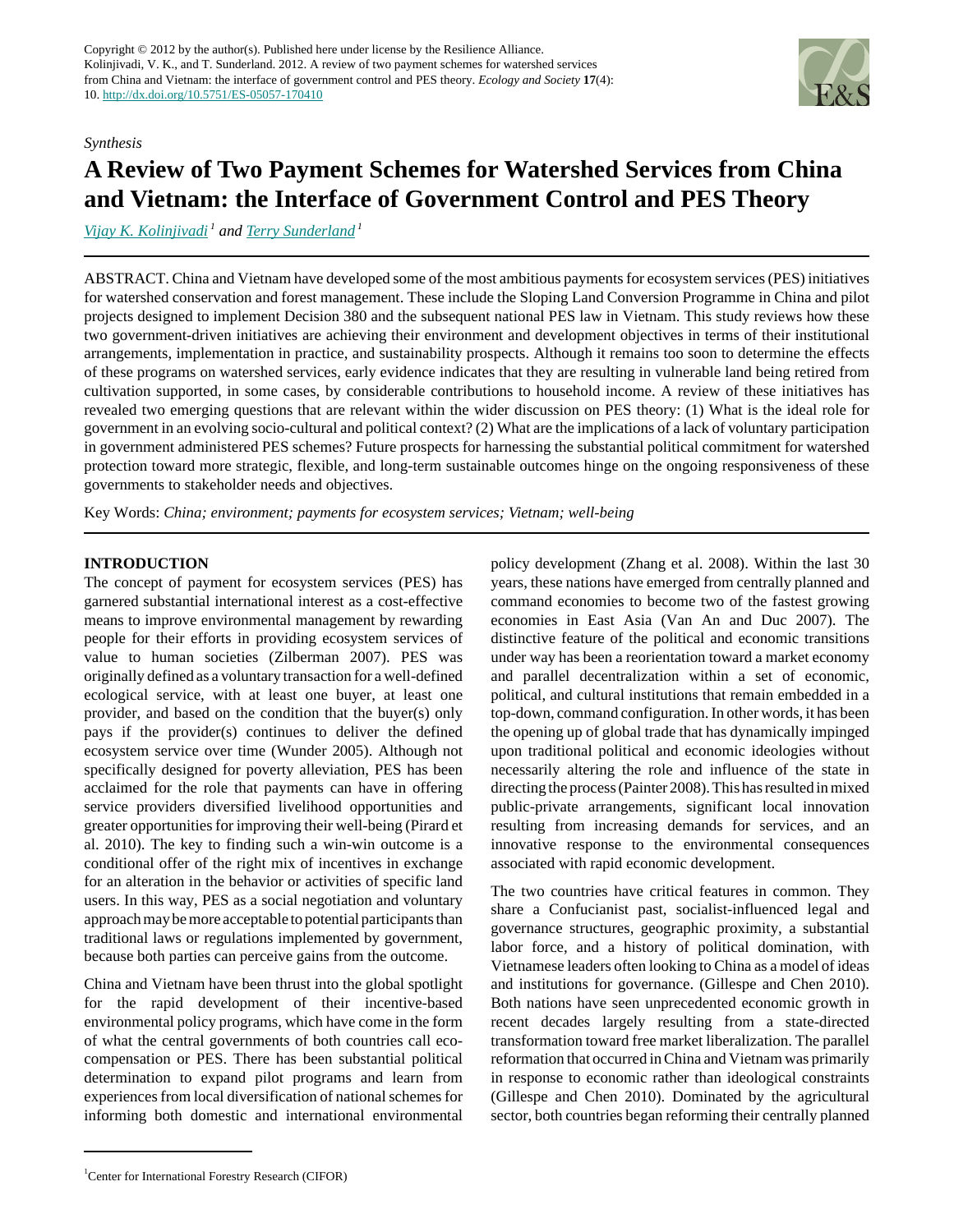Copyright © 2012 by the author(s). Published here under license by the Resilience Alliance.
Kolinjivadi, V. K., and T. Sunderland. 2012. A review of two payment schemes for watershed services from China and Vietnam: the interface of government control and PES theory. *Ecology and Society* **17**(4): 10. http://dx.doi.org/10.5751/ES-05057-170410

*Synthesis*

# A Review of Two Payment Schemes for Watershed Services from China and Vietnam: the Interface of Government Control and PES Theory

*Vijay K. Kolinjivadi* [1] *and Terry Sunderland* [1]

ABSTRACT. China and Vietnam have developed some of the most ambitious payments for ecosystem services (PES) initiatives for watershed conservation and forest management. These include the Sloping Land Conversion Programme in China and pilot projects designed to implement Decision 380 and the subsequent national PES law in Vietnam. This study reviews how these two government-driven initiatives are achieving their environment and development objectives in terms of their institutional arrangements, implementation in practice, and sustainability prospects. Although it remains too soon to determine the effects of these programs on watershed services, early evidence indicates that they are resulting in vulnerable land being retired from cultivation supported, in some cases, by considerable contributions to household income. A review of these initiatives has revealed two emerging questions that are relevant within the wider discussion on PES theory: (1) What is the ideal role for government in an evolving socio-cultural and political context? (2) What are the implications of a lack of voluntary participation in government administered PES schemes? Future prospects for harnessing the substantial political commitment for watershed protection toward more strategic, flexible, and long-term sustainable outcomes hinge on the ongoing responsiveness of these governments to stakeholder needs and objectives.

Key Words: *China; environment; payments for ecosystem services; Vietnam; well-being*

## INTRODUCTION

The concept of payment for ecosystem services (PES) has garnered substantial international interest as a cost-effective means to improve environmental management by rewarding people for their efforts in providing ecosystem services of value to human societies (Zilberman 2007). PES was originally defined as a voluntary transaction for a well-defined ecological service, with at least one buyer, at least one provider, and based on the condition that the buyer(s) only pays if the provider(s) continues to deliver the defined ecosystem service over time (Wunder 2005). Although not specifically designed for poverty alleviation, PES has been acclaimed for the role that payments can have in offering service providers diversified livelihood opportunities and greater opportunities for improving their well-being (Pirard et al. 2010). The key to finding such a win-win outcome is a conditional offer of the right mix of incentives in exchange for an alteration in the behavior or activities of specific land users. In this way, PES as a social negotiation and voluntary approach may be more acceptable to potential participants than traditional laws or regulations implemented by government, because both parties can perceive gains from the outcome.

China and Vietnam have been thrust into the global spotlight for the rapid development of their incentive-based environmental policy programs, which have come in the form of what the central governments of both countries call eco-compensation or PES. There has been substantial political determination to expand pilot programs and learn from experiences from local diversification of national schemes for informing both domestic and international environmental policy development (Zhang et al. 2008). Within the last 30 years, these nations have emerged from centrally planned and command economies to become two of the fastest growing economies in East Asia (Van An and Duc 2007). The distinctive feature of the political and economic transitions under way has been a reorientation toward a market economy and parallel decentralization within a set of economic, political, and cultural institutions that remain embedded in a top-down, command configuration. In other words, it has been the opening up of global trade that has dynamically impinged upon traditional political and economic ideologies without necessarily altering the role and influence of the state in directing the process (Painter 2008). This has resulted in mixed public-private arrangements, significant local innovation resulting from increasing demands for services, and an innovative response to the environmental consequences associated with rapid economic development.

The two countries have critical features in common. They share a Confucianist past, socialist-influenced legal and governance structures, geographic proximity, a substantial labor force, and a history of political domination, with Vietnamese leaders often looking to China as a model of ideas and institutions for governance. (Gillespe and Chen 2010). Both nations have seen unprecedented economic growth in recent decades largely resulting from a state-directed transformation toward free market liberalization. The parallel reformation that occurred in China and Vietnam was primarily in response to economic rather than ideological constraints (Gillespe and Chen 2010). Dominated by the agricultural sector, both countries began reforming their centrally planned

[1] Center for International Forestry Research (CIFOR)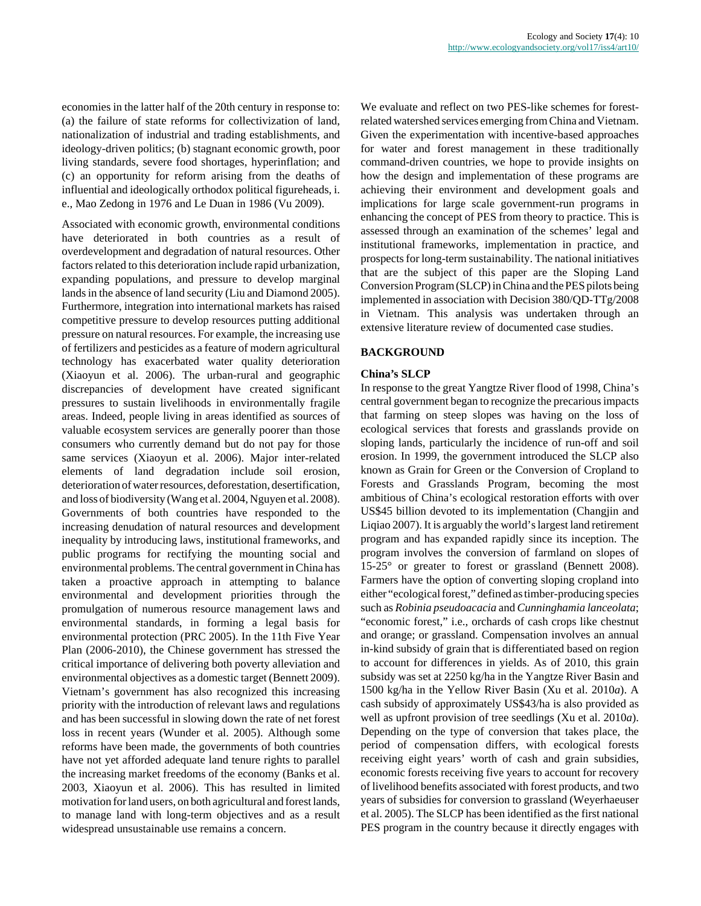economies in the latter half of the 20th century in response to: (a) the failure of state reforms for collectivization of land, nationalization of industrial and trading establishments, and ideology-driven politics; (b) stagnant economic growth, poor living standards, severe food shortages, hyperinflation; and (c) an opportunity for reform arising from the deaths of influential and ideologically orthodox political figureheads, i. e., Mao Zedong in 1976 and Le Duan in 1986 (Vu 2009).

Associated with economic growth, environmental conditions have deteriorated in both countries as a result of overdevelopment and degradation of natural resources. Other factors related to this deterioration include rapid urbanization, expanding populations, and pressure to develop marginal lands in the absence of land security (Liu and Diamond 2005). Furthermore, integration into international markets has raised competitive pressure to develop resources putting additional pressure on natural resources. For example, the increasing use of fertilizers and pesticides as a feature of modern agricultural technology has exacerbated water quality deterioration (Xiaoyun et al. 2006). The urban-rural and geographic discrepancies of development have created significant pressures to sustain livelihoods in environmentally fragile areas. Indeed, people living in areas identified as sources of valuable ecosystem services are generally poorer than those consumers who currently demand but do not pay for those same services (Xiaoyun et al. 2006). Major inter-related elements of land degradation include soil erosion, deterioration of water resources, deforestation, desertification, and loss of biodiversity (Wang et al. 2004, Nguyen et al. 2008). Governments of both countries have responded to the increasing denudation of natural resources and development inequality by introducing laws, institutional frameworks, and public programs for rectifying the mounting social and environmental problems. The central government in China has taken a proactive approach in attempting to balance environmental and development priorities through the promulgation of numerous resource management laws and environmental standards, in forming a legal basis for environmental protection (PRC 2005). In the 11th Five Year Plan (2006-2010), the Chinese government has stressed the critical importance of delivering both poverty alleviation and environmental objectives as a domestic target (Bennett 2009). Vietnam's government has also recognized this increasing priority with the introduction of relevant laws and regulations and has been successful in slowing down the rate of net forest loss in recent years (Wunder et al. 2005). Although some reforms have been made, the governments of both countries have not yet afforded adequate land tenure rights to parallel the increasing market freedoms of the economy (Banks et al. 2003, Xiaoyun et al. 2006). This has resulted in limited motivation for land users, on both agricultural and forest lands, to manage land with long-term objectives and as a result widespread unsustainable use remains a concern.

We evaluate and reflect on two PES-like schemes for forest-related watershed services emerging from China and Vietnam. Given the experimentation with incentive-based approaches for water and forest management in these traditionally command-driven countries, we hope to provide insights on how the design and implementation of these programs are achieving their environment and development goals and implications for large scale government-run programs in enhancing the concept of PES from theory to practice. This is assessed through an examination of the schemes' legal and institutional frameworks, implementation in practice, and prospects for long-term sustainability. The national initiatives that are the subject of this paper are the Sloping Land Conversion Program (SLCP) in China and the PES pilots being implemented in association with Decision 380/QD-TTg/2008 in Vietnam. This analysis was undertaken through an extensive literature review of documented case studies.

## BACKGROUND

### China's SLCP

In response to the great Yangtze River flood of 1998, China's central government began to recognize the precarious impacts that farming on steep slopes was having on the loss of ecological services that forests and grasslands provide on sloping lands, particularly the incidence of run-off and soil erosion. In 1999, the government introduced the SLCP also known as Grain for Green or the Conversion of Cropland to Forests and Grasslands Program, becoming the most ambitious of China's ecological restoration efforts with over US$45 billion devoted to its implementation (Changjin and Liqiao 2007). It is arguably the world's largest land retirement program and has expanded rapidly since its inception. The program involves the conversion of farmland on slopes of 15-25° or greater to forest or grassland (Bennett 2008). Farmers have the option of converting sloping cropland into either "ecological forest," defined as timber-producing species such as *Robinia pseudoacacia* and *Cunninghamia lanceolata*; "economic forest," i.e., orchards of cash crops like chestnut and orange; or grassland. Compensation involves an annual in-kind subsidy of grain that is differentiated based on region to account for differences in yields. As of 2010, this grain subsidy was set at 2250 kg/ha in the Yangtze River Basin and 1500 kg/ha in the Yellow River Basin (Xu et al. 2010*a*). A cash subsidy of approximately US$43/ha is also provided as well as upfront provision of tree seedlings (Xu et al. 2010*a*). Depending on the type of conversion that takes place, the period of compensation differs, with ecological forests receiving eight years' worth of cash and grain subsidies, economic forests receiving five years to account for recovery of livelihood benefits associated with forest products, and two years of subsidies for conversion to grassland (Weyerhaeuser et al. 2005). The SLCP has been identified as the first national PES program in the country because it directly engages with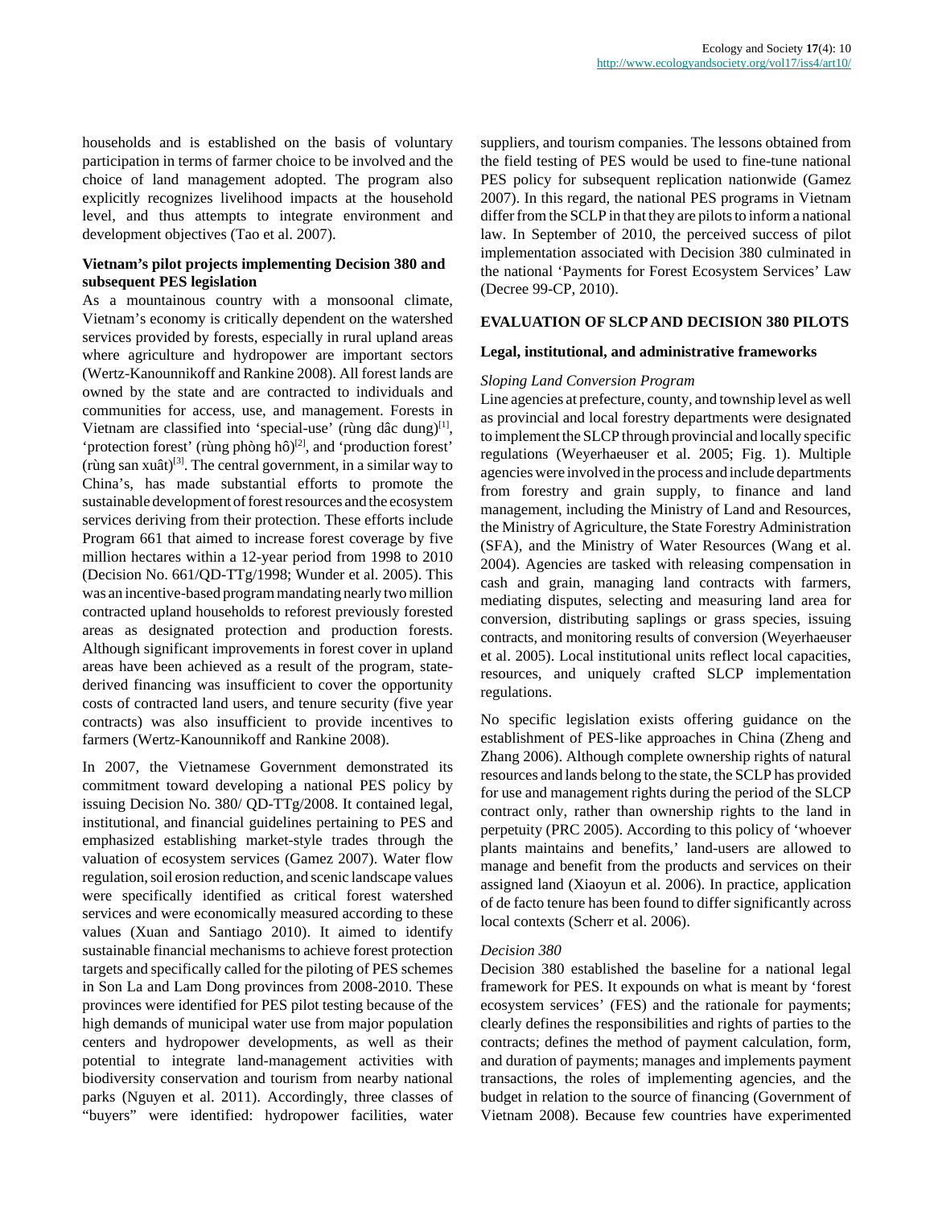households and is established on the basis of voluntary participation in terms of farmer choice to be involved and the choice of land management adopted. The program also explicitly recognizes livelihood impacts at the household level, and thus attempts to integrate environment and development objectives (Tao et al. 2007).

**Vietnam's pilot projects implementing Decision 380 and subsequent PES legislation**

As a mountainous country with a monsoonal climate, Vietnam's economy is critically dependent on the watershed services provided by forests, especially in rural upland areas where agriculture and hydropower are important sectors (Wertz-Kanounnikoff and Rankine 2008). All forest lands are owned by the state and are contracted to individuals and communities for access, use, and management. Forests in Vietnam are classified into 'special-use' (rùng dâc dung)[1], 'protection forest' (rùng phòng hô)[2], and 'production forest' (rùng san xuât)[3]. The central government, in a similar way to China's, has made substantial efforts to promote the sustainable development of forest resources and the ecosystem services deriving from their protection. These efforts include Program 661 that aimed to increase forest coverage by five million hectares within a 12-year period from 1998 to 2010 (Decision No. 661/QD-TTg/1998; Wunder et al. 2005). This was an incentive-based program mandating nearly two million contracted upland households to reforest previously forested areas as designated protection and production forests. Although significant improvements in forest cover in upland areas have been achieved as a result of the program, state-derived financing was insufficient to cover the opportunity costs of contracted land uses, and tenure security (five year contracts) was also insufficient to provide incentives to farmers (Wertz-Kanounnikoff and Rankine 2008).

In 2007, the Vietnamese Government demonstrated its commitment toward developing a national PES policy by issuing Decision No. 380/ QD-TTg/2008. It contained legal, institutional, and financial guidelines pertaining to PES and emphasized establishing market-style trades through the valuation of ecosystem services (Gamez 2007). Water flow regulation, soil erosion reduction, and scenic landscape values were specifically identified as critical forest watershed services and were economically measured according to these values (Xuan and Santiago 2010). It aimed to identify sustainable financial mechanisms to achieve forest protection targets and specifically called for the piloting of PES schemes in Son La and Lam Dong provinces from 2008-2010. These provinces were identified for PES pilot testing because of the high demands of municipal water use from major population centers and hydropower developments, as well as their potential to integrate land-management activities with biodiversity conservation and tourism from nearby national parks (Nguyen et al. 2011). Accordingly, three classes of "buyers" were identified: hydropower facilities, water suppliers, and tourism companies. The lessons obtained from the field testing of PES would be used to fine-tune national PES policy for subsequent replication nationwide (Gamez 2007). In this regard, the national PES programs in Vietnam differ from the SCLP in that they are pilots to inform a national law. In September of 2010, the perceived success of pilot implementation associated with Decision 380 culminated in the national 'Payments for Forest Ecosystem Services' Law (Decree 99-CP, 2010).

## EVALUATION OF SLCP AND DECISION 380 PILOTS

### Legal, institutional, and administrative frameworks

*Sloping Land Conversion Program*

Line agencies at prefecture, county, and township level as well as provincial and local forestry departments were designated to implement the SLCP through provincial and locally specific regulations (Weyerhaeuser et al. 2005; Fig. 1). Multiple agencies were involved in the process and include departments from forestry and grain supply, to finance and land management, including the Ministry of Land and Resources, the Ministry of Agriculture, the State Forestry Administration (SFA), and the Ministry of Water Resources (Wang et al. 2004). Agencies are tasked with releasing compensation in cash and grain, managing land contracts with farmers, mediating disputes, selecting and measuring land area for conversion, distributing saplings or grass species, issuing contracts, and monitoring results of conversion (Weyerhaeuser et al. 2005). Local institutional units reflect local capacities, resources, and uniquely crafted SLCP implementation regulations.

No specific legislation exists offering guidance on the establishment of PES-like approaches in China (Zheng and Zhang 2006). Although complete ownership rights of natural resources and lands belong to the state, the SLCP has provided for use and management rights during the period of the SLCP contract only, rather than ownership rights to the land in perpetuity (PRC 2005). According to this policy of 'whoever plants maintains and benefits,' land-users are allowed to manage and benefit from the products and services on their assigned land (Xiaoyun et al. 2006). In practice, application of de facto tenure has been found to differ significantly across local contexts (Scherr et al. 2006).

*Decision 380*

Decision 380 established the baseline for a national legal framework for PES. It expounds on what is meant by 'forest ecosystem services' (FES) and the rationale for payments; clearly defines the responsibilities and rights of parties to the contracts; defines the method of payment calculation, form, and duration of payments; manages and implements payment transactions, the roles of implementing agencies, and the budget in relation to the source of financing (Government of Vietnam 2008). Because few countries have experimented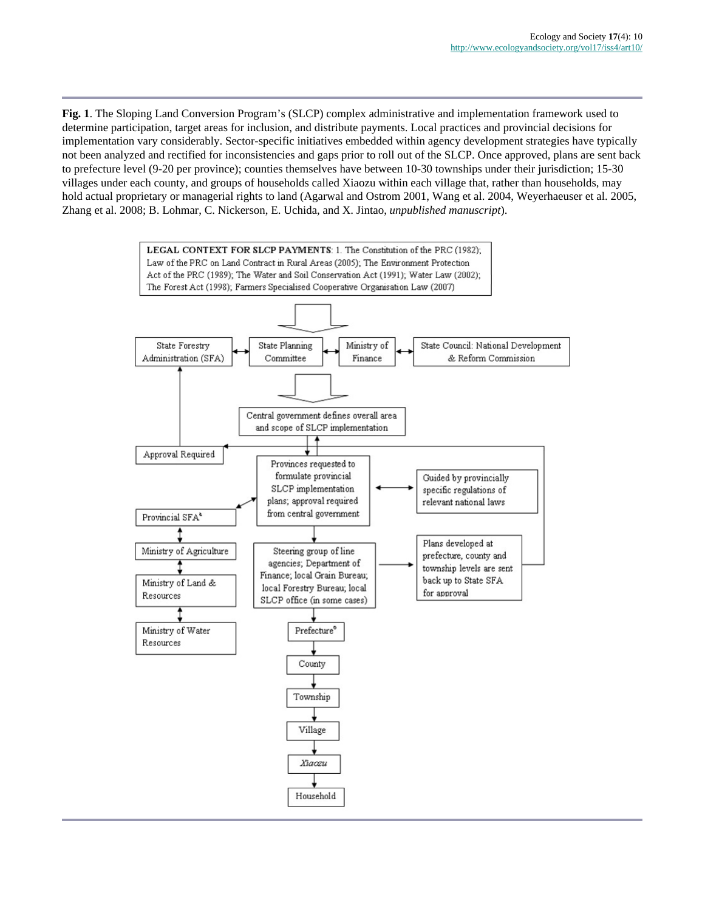**Fig. 1**. The Sloping Land Conversion Program's (SLCP) complex administrative and implementation framework used to determine participation, target areas for inclusion, and distribute payments. Local practices and provincial decisions for implementation vary considerably. Sector-specific initiatives embedded within agency development strategies have typically not been analyzed and rectified for inconsistencies and gaps prior to roll out of the SLCP. Once approved, plans are sent back to prefecture level (9-20 per province); counties themselves have between 10-30 townships under their jurisdiction; 15-30 villages under each county, and groups of households called Xiaozu within each village that, rather than households, may hold actual proprietary or managerial rights to land (Agarwal and Ostrom 2001, Wang et al. 2004, Weyerhaeuser et al. 2005, Zhang et al. 2008; B. Lohmar, C. Nickerson, E. Uchida, and X. Jintao, *unpublished manuscript*).

**LEGAL CONTEXT FOR SLCP PAYMENTS**: 1. The Constitution of the PRC (1982); Law of the PRC on Land Contract in Rural Areas (2005); The Environment Protection Act of the PRC (1989); The Water and Soil Conservation Act (1991); Water Law (2002); The Forest Act (1998); Farmers Specialised Cooperative Organisation Law (2007)

State Forestry Administration (SFA) ↔ State Planning Committee ↔ Ministry of Finance ↔ State Council: National Development & Reform Commission

Central government defines overall area and scope of SLCP implementation

Approval Required

Provinces requested to formulate provincial SLCP implementation plans; approval required from central government ↔ Guided by provincially specific regulations of relevant national laws

Provincial SFA[a] ↔ Ministry of Agriculture ↔ Ministry of Land & Resources ↔ Ministry of Water Resources

Steering group of line agencies; Department of Finance; local Grain Bureau; local Forestry Bureau; local SLCP office (in some cases) → Plans developed at prefecture, county and township levels are sent back up to State SFA for approval

Prefecture[b] → County → Township → Village → *Xiaozu* → Household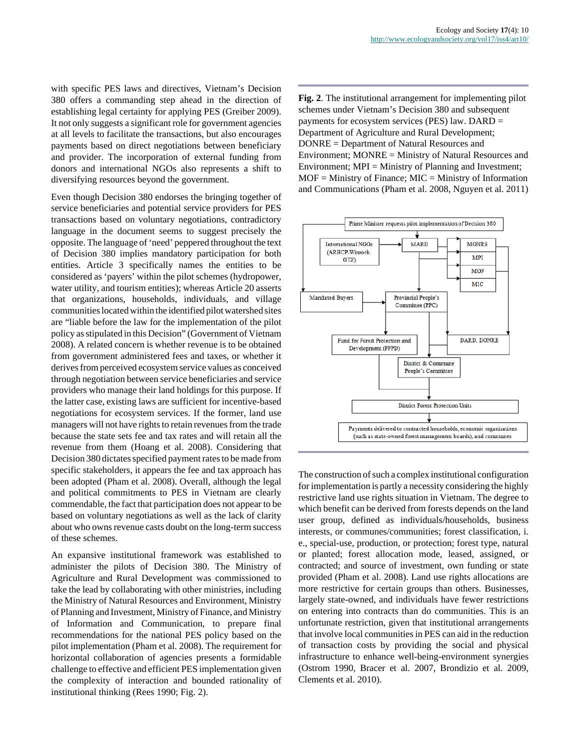with specific PES laws and directives, Vietnam's Decision 380 offers a commanding step ahead in the direction of establishing legal certainty for applying PES (Greiber 2009). It not only suggests a significant role for government agencies at all levels to facilitate the transactions, but also encourages payments based on direct negotiations between beneficiary and provider. The incorporation of external funding from donors and international NGOs also represents a shift to diversifying resources beyond the government.

Even though Decision 380 endorses the bringing together of service beneficiaries and potential service providers for PES transactions based on voluntary negotiations, contradictory language in the document seems to suggest precisely the opposite. The language of 'need' peppered throughout the text of Decision 380 implies mandatory participation for both entities. Article 3 specifically names the entities to be considered as 'payers' within the pilot schemes (hydropower, water utility, and tourism entities); whereas Article 20 asserts that organizations, households, individuals, and village communities located within the identified pilot watershed sites are "liable before the law for the implementation of the pilot policy as stipulated in this Decision" (Government of Vietnam 2008). A related concern is whether revenue is to be obtained from government administered fees and taxes, or whether it derives from perceived ecosystem service values as conceived through negotiation between service beneficiaries and service providers who manage their land holdings for this purpose. If the latter case, existing laws are sufficient for incentive-based negotiations for ecosystem services. If the former, land use managers will not have rights to retain revenues from the trade because the state sets fee and tax rates and will retain all the revenue from them (Hoang et al. 2008). Considering that Decision 380 dictates specified payment rates to be made from specific stakeholders, it appears the fee and tax approach has been adopted (Pham et al. 2008). Overall, although the legal and political commitments to PES in Vietnam are clearly commendable, the fact that participation does not appear to be based on voluntary negotiations as well as the lack of clarity about who owns revenue casts doubt on the long-term success of these schemes.

An expansive institutional framework was established to administer the pilots of Decision 380. The Ministry of Agriculture and Rural Development was commissioned to take the lead by collaborating with other ministries, including the Ministry of Natural Resources and Environment, Ministry of Planning and Investment, Ministry of Finance, and Ministry of Information and Communication, to prepare final recommendations for the national PES policy based on the pilot implementation (Pham et al. 2008). The requirement for horizontal collaboration of agencies presents a formidable challenge to effective and efficient PES implementation given the complexity of interaction and bounded rationality of institutional thinking (Rees 1990; Fig. 2).

**Fig. 2**. The institutional arrangement for implementing pilot schemes under Vietnam's Decision 380 and subsequent payments for ecosystem services (PES) law. DARD = Department of Agriculture and Rural Development; DONRE = Department of Natural Resources and Environment; MONRE = Ministry of Natural Resources and Environment; MPI = Ministry of Planning and Investment; MOF = Ministry of Finance; MIC = Ministry of Information and Communications (Pham et al. 2008, Nguyen et al. 2011)

The construction of such a complex institutional configuration for implementation is partly a necessity considering the highly restrictive land use rights situation in Vietnam. The degree to which benefit can be derived from forests depends on the land user group, defined as individuals/households, business interests, or communes/communities; forest classification, i. e., special-use, production, or protection; forest type, natural or planted; forest allocation mode, leased, assigned, or contracted; and source of investment, own funding or state provided (Pham et al. 2008). Land use rights allocations are more restrictive for certain groups than others. Businesses, largely state-owned, and individuals have fewer restrictions on entering into contracts than do communities. This is an unfortunate restriction, given that institutional arrangements that involve local communities in PES can aid in the reduction of transaction costs by providing the social and physical infrastructure to enhance well-being-environment synergies (Ostrom 1990, Bracer et al. 2007, Brondizio et al. 2009, Clements et al. 2010).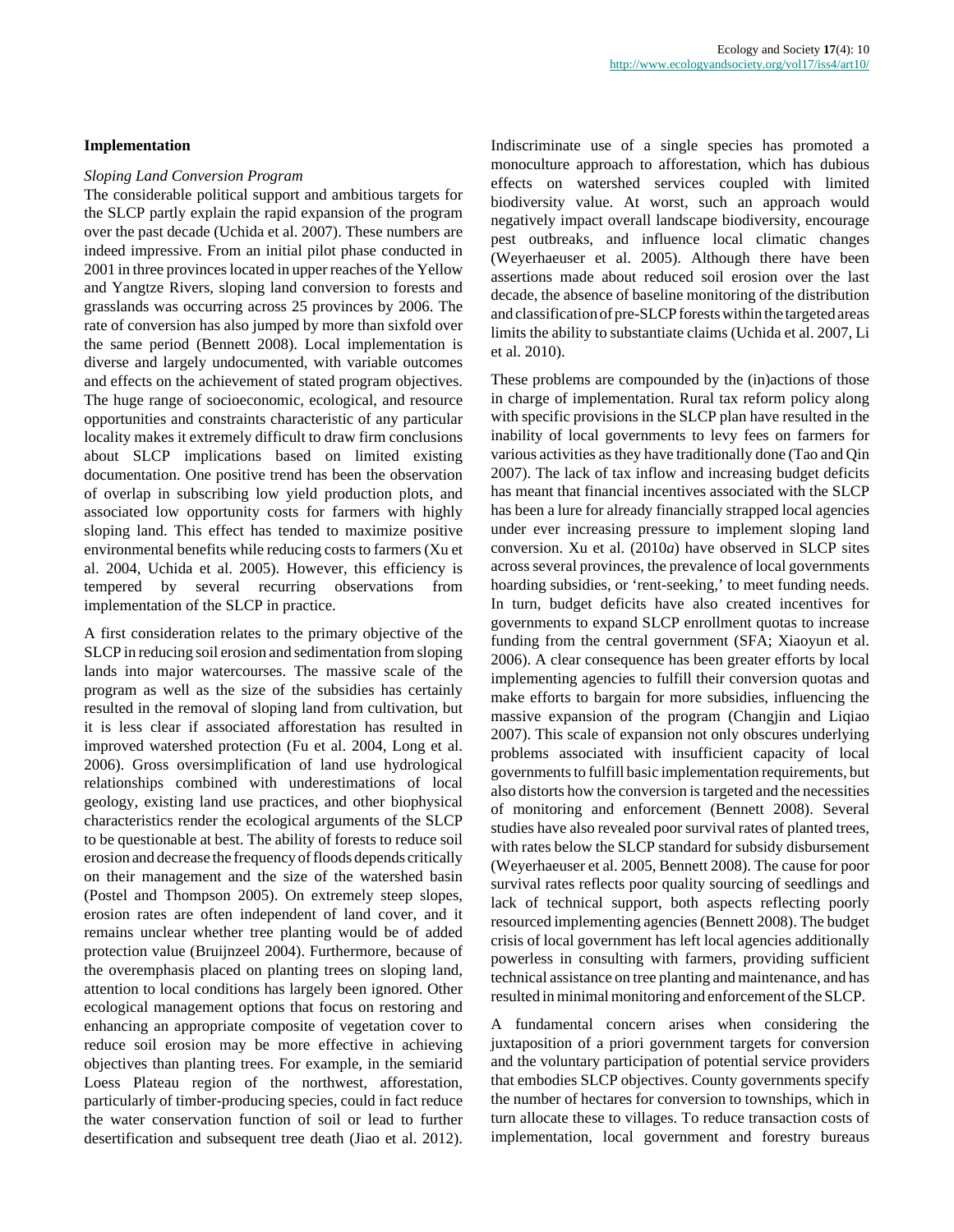## Implementation

### *Sloping Land Conversion Program*

The considerable political support and ambitious targets for the SLCP partly explain the rapid expansion of the program over the past decade (Uchida et al. 2007). These numbers are indeed impressive. From an initial pilot phase conducted in 2001 in three provinces located in upper reaches of the Yellow and Yangtze Rivers, sloping land conversion to forests and grasslands was occurring across 25 provinces by 2006. The rate of conversion has also jumped by more than sixfold over the same period (Bennett 2008). Local implementation is diverse and largely undocumented, with variable outcomes and effects on the achievement of stated program objectives. The huge range of socioeconomic, ecological, and resource opportunities and constraints characteristic of any particular locality makes it extremely difficult to draw firm conclusions about SLCP implications based on limited existing documentation. One positive trend has been the observation of overlap in subscribing low yield production plots, and associated low opportunity costs for farmers with highly sloping land. This effect has tended to maximize positive environmental benefits while reducing costs to farmers (Xu et al. 2004, Uchida et al. 2005). However, this efficiency is tempered by several recurring observations from implementation of the SLCP in practice.

A first consideration relates to the primary objective of the SLCP in reducing soil erosion and sedimentation from sloping lands into major watercourses. The massive scale of the program as well as the size of the subsidies has certainly resulted in the removal of sloping land from cultivation, but it is less clear if associated afforestation has resulted in improved watershed protection (Fu et al. 2004, Long et al. 2006). Gross oversimplification of land use hydrological relationships combined with underestimations of local geology, existing land use practices, and other biophysical characteristics render the ecological arguments of the SLCP to be questionable at best. The ability of forests to reduce soil erosion and decrease the frequency of floods depends critically on their management and the size of the watershed basin (Postel and Thompson 2005). On extremely steep slopes, erosion rates are often independent of land cover, and it remains unclear whether tree planting would be of added protection value (Bruijnzeel 2004). Furthermore, because of the overemphasis placed on planting trees on sloping land, attention to local conditions has largely been ignored. Other ecological management options that focus on restoring and enhancing an appropriate composite of vegetation cover to reduce soil erosion may be more effective in achieving objectives than planting trees. For example, in the semiarid Loess Plateau region of the northwest, afforestation, particularly of timber-producing species, could in fact reduce the water conservation function of soil or lead to further desertification and subsequent tree death (Jiao et al. 2012). Indiscriminate use of a single species has promoted a monoculture approach to afforestation, which has dubious effects on watershed services coupled with limited biodiversity value. At worst, such an approach would negatively impact overall landscape biodiversity, encourage pest outbreaks, and influence local climatic changes (Weyerhaeuser et al. 2005). Although there have been assertions made about reduced soil erosion over the last decade, the absence of baseline monitoring of the distribution and classification of pre-SLCP forests within the targeted areas limits the ability to substantiate claims (Uchida et al. 2007, Li et al. 2010).

These problems are compounded by the (in)actions of those in charge of implementation. Rural tax reform policy along with specific provisions in the SLCP plan have resulted in the inability of local governments to levy fees on farmers for various activities as they have traditionally done (Tao and Qin 2007). The lack of tax inflow and increasing budget deficits has meant that financial incentives associated with the SLCP has been a lure for already financially strapped local agencies under ever increasing pressure to implement sloping land conversion. Xu et al. (2010*a*) have observed in SLCP sites across several provinces, the prevalence of local governments hoarding subsidies, or 'rent-seeking,' to meet funding needs. In turn, budget deficits have also created incentives for governments to expand SLCP enrollment quotas to increase funding from the central government (SFA; Xiaoyun et al. 2006). A clear consequence has been greater efforts by local implementing agencies to fulfill their conversion quotas and make efforts to bargain for more subsidies, influencing the massive expansion of the program (Changjin and Liqiao 2007). This scale of expansion not only obscures underlying problems associated with insufficient capacity of local governments to fulfill basic implementation requirements, but also distorts how the conversion is targeted and the necessities of monitoring and enforcement (Bennett 2008). Several studies have also revealed poor survival rates of planted trees, with rates below the SLCP standard for subsidy disbursement (Weyerhaeuser et al. 2005, Bennett 2008). The cause for poor survival rates reflects poor quality sourcing of seedlings and lack of technical support, both aspects reflecting poorly resourced implementing agencies (Bennett 2008). The budget crisis of local government has left local agencies additionally powerless in consulting with farmers, providing sufficient technical assistance on tree planting and maintenance, and has resulted in minimal monitoring and enforcement of the SLCP.

A fundamental concern arises when considering the juxtaposition of a priori government targets for conversion and the voluntary participation of potential service providers that embodies SLCP objectives. County governments specify the number of hectares for conversion to townships, which in turn allocate these to villages. To reduce transaction costs of implementation, local government and forestry bureaus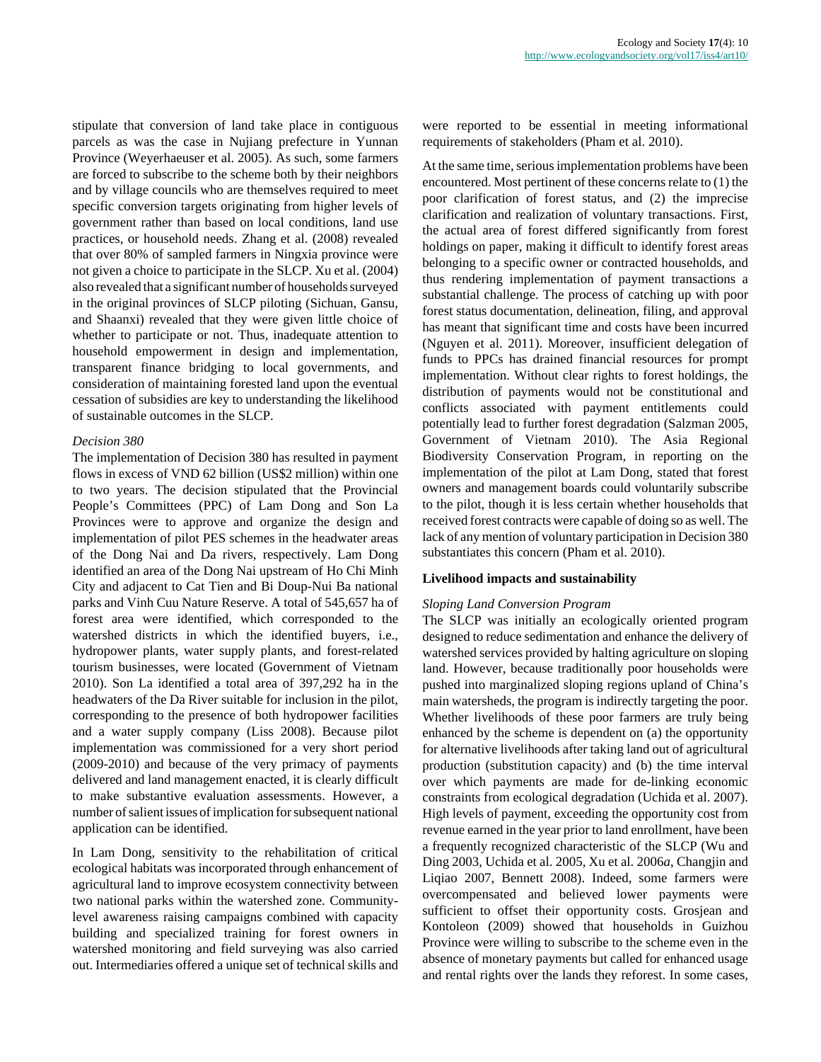stipulate that conversion of land take place in contiguous parcels as was the case in Nujiang prefecture in Yunnan Province (Weyerhaeuser et al. 2005). As such, some farmers are forced to subscribe to the scheme both by their neighbors and by village councils who are themselves required to meet specific conversion targets originating from higher levels of government rather than based on local conditions, land use practices, or household needs. Zhang et al. (2008) revealed that over 80% of sampled farmers in Ningxia province were not given a choice to participate in the SLCP. Xu et al. (2004) also revealed that a significant number of households surveyed in the original provinces of SLCP piloting (Sichuan, Gansu, and Shaanxi) revealed that they were given little choice of whether to participate or not. Thus, inadequate attention to household empowerment in design and implementation, transparent finance bridging to local governments, and consideration of maintaining forested land upon the eventual cessation of subsidies are key to understanding the likelihood of sustainable outcomes in the SLCP.

*Decision 380*

The implementation of Decision 380 has resulted in payment flows in excess of VND 62 billion (US$2 million) within one to two years. The decision stipulated that the Provincial People's Committees (PPC) of Lam Dong and Son La Provinces were to approve and organize the design and implementation of pilot PES schemes in the headwater areas of the Dong Nai and Da rivers, respectively. Lam Dong identified an area of the Dong Nai upstream of Ho Chi Minh City and adjacent to Cat Tien and Bi Doup-Nui Ba national parks and Vinh Cuu Nature Reserve. A total of 545,657 ha of forest area were identified, which corresponded to the watershed districts in which the identified buyers, i.e., hydropower plants, water supply plants, and forest-related tourism businesses, were located (Government of Vietnam 2010). Son La identified a total area of 397,292 ha in the headwaters of the Da River suitable for inclusion in the pilot, corresponding to the presence of both hydropower facilities and a water supply company (Liss 2008). Because pilot implementation was commissioned for a very short period (2009-2010) and because of the very primacy of payments delivered and land management enacted, it is clearly difficult to make substantive evaluation assessments. However, a number of salient issues of implication for subsequent national application can be identified.

In Lam Dong, sensitivity to the rehabilitation of critical ecological habitats was incorporated through enhancement of agricultural land to improve ecosystem connectivity between two national parks within the watershed zone. Community-level awareness raising campaigns combined with capacity building and specialized training for forest owners in watershed monitoring and field surveying was also carried out. Intermediaries offered a unique set of technical skills and were reported to be essential in meeting informational requirements of stakeholders (Pham et al. 2010).

At the same time, serious implementation problems have been encountered. Most pertinent of these concerns relate to (1) the poor clarification of forest status, and (2) the imprecise clarification and realization of voluntary transactions. First, the actual area of forest differed significantly from forest holdings on paper, making it difficult to identify forest areas belonging to a specific owner or contracted households, and thus rendering implementation of payment transactions a substantial challenge. The process of catching up with poor forest status documentation, delineation, filing, and approval has meant that significant time and costs have been incurred (Nguyen et al. 2011). Moreover, insufficient delegation of funds to PPCs has drained financial resources for prompt implementation. Without clear rights to forest holdings, the distribution of payments would not be constitutional and conflicts associated with payment entitlements could potentially lead to further forest degradation (Salzman 2005, Government of Vietnam 2010). The Asia Regional Biodiversity Conservation Program, in reporting on the implementation of the pilot at Lam Dong, stated that forest owners and management boards could voluntarily subscribe to the pilot, though it is less certain whether households that received forest contracts were capable of doing so as well. The lack of any mention of voluntary participation in Decision 380 substantiates this concern (Pham et al. 2010).

**Livelihood impacts and sustainability**

*Sloping Land Conversion Program*

The SLCP was initially an ecologically oriented program designed to reduce sedimentation and enhance the delivery of watershed services provided by halting agriculture on sloping land. However, because traditionally poor households were pushed into marginalized sloping regions upland of China's main watersheds, the program is indirectly targeting the poor. Whether livelihoods of these poor farmers are truly being enhanced by the scheme is dependent on (a) the opportunity for alternative livelihoods after taking land out of agricultural production (substitution capacity) and (b) the time interval over which payments are made for de-linking economic constraints from ecological degradation (Uchida et al. 2007). High levels of payment, exceeding the opportunity cost from revenue earned in the year prior to land enrollment, have been a frequently recognized characteristic of the SLCP (Wu and Ding 2003, Uchida et al. 2005, Xu et al. 2006*a*, Changjin and Liqiao 2007, Bennett 2008). Indeed, some farmers were overcompensated and believed lower payments were sufficient to offset their opportunity costs. Grosjean and Kontoleon (2009) showed that households in Guizhou Province were willing to subscribe to the scheme even in the absence of monetary payments but called for enhanced usage and rental rights over the lands they reforest. In some cases,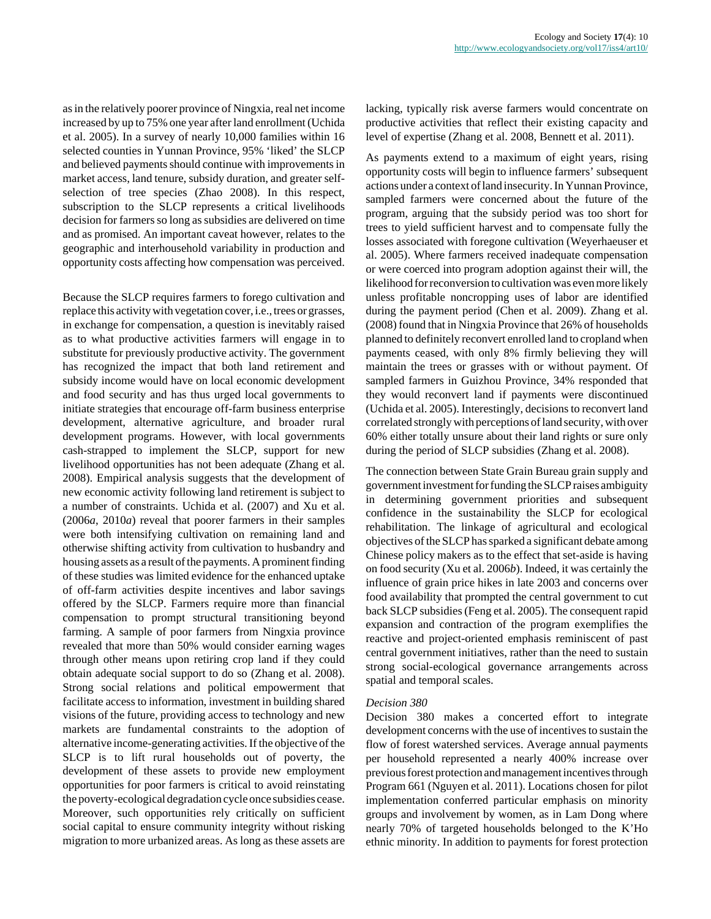as in the relatively poorer province of Ningxia, real net income increased by up to 75% one year after land enrollment (Uchida et al. 2005). In a survey of nearly 10,000 families within 16 selected counties in Yunnan Province, 95% 'liked' the SLCP and believed payments should continue with improvements in market access, land tenure, subsidy duration, and greater self-selection of tree species (Zhao 2008). In this respect, subscription to the SLCP represents a critical livelihoods decision for farmers so long as subsidies are delivered on time and as promised. An important caveat however, relates to the geographic and interhousehold variability in production and opportunity costs affecting how compensation was perceived.

Because the SLCP requires farmers to forego cultivation and replace this activity with vegetation cover, i.e., trees or grasses, in exchange for compensation, a question is inevitably raised as to what productive activities farmers will engage in to substitute for previously productive activity. The government has recognized the impact that both land retirement and subsidy income would have on local economic development and food security and has thus urged local governments to initiate strategies that encourage off-farm business enterprise development, alternative agriculture, and broader rural development programs. However, with local governments cash-strapped to implement the SLCP, support for new livelihood opportunities has not been adequate (Zhang et al. 2008). Empirical analysis suggests that the development of new economic activity following land retirement is subject to a number of constraints. Uchida et al. (2007) and Xu et al. (2006*a*, 2010*a*) reveal that poorer farmers in their samples were both intensifying cultivation on remaining land and otherwise shifting activity from cultivation to husbandry and housing assets as a result of the payments. A prominent finding of these studies was limited evidence for the enhanced uptake of off-farm activities despite incentives and labor savings offered by the SLCP. Farmers require more than financial compensation to prompt structural transitioning beyond farming. A sample of poor farmers from Ningxia province revealed that more than 50% would consider earning wages through other means upon retiring crop land if they could obtain adequate social support to do so (Zhang et al. 2008). Strong social relations and political empowerment that facilitate access to information, investment in building shared visions of the future, providing access to technology and new markets are fundamental constraints to the adoption of alternative income-generating activities. If the objective of the SLCP is to lift rural households out of poverty, the development of these assets to provide new employment opportunities for poor farmers is critical to avoid reinstating the poverty-ecological degradation cycle once subsidies cease. Moreover, such opportunities rely critically on sufficient social capital to ensure community integrity without risking migration to more urbanized areas. As long as these assets are lacking, typically risk averse farmers would concentrate on productive activities that reflect their existing capacity and level of expertise (Zhang et al. 2008, Bennett et al. 2011).

As payments extend to a maximum of eight years, rising opportunity costs will begin to influence farmers' subsequent actions under a context of land insecurity. In Yunnan Province, sampled farmers were concerned about the future of the program, arguing that the subsidy period was too short for trees to yield sufficient harvest and to compensate fully the losses associated with foregone cultivation (Weyerhaeuser et al. 2005). Where farmers received inadequate compensation or were coerced into program adoption against their will, the likelihood for reconversion to cultivation was even more likely unless profitable noncropping uses of labor are identified during the payment period (Chen et al. 2009). Zhang et al. (2008) found that in Ningxia Province that 26% of households planned to definitely reconvert enrolled land to cropland when payments ceased, with only 8% firmly believing they will maintain the trees or grasses with or without payment. Of sampled farmers in Guizhou Province, 34% responded that they would reconvert land if payments were discontinued (Uchida et al. 2005). Interestingly, decisions to reconvert land correlated strongly with perceptions of land security, with over 60% either totally unsure about their land rights or sure only during the period of SLCP subsidies (Zhang et al. 2008).

The connection between State Grain Bureau grain supply and government investment for funding the SLCP raises ambiguity in determining government priorities and subsequent confidence in the sustainability the SLCP for ecological rehabilitation. The linkage of agricultural and ecological objectives of the SLCP has sparked a significant debate among Chinese policy makers as to the effect that set-aside is having on food security (Xu et al. 2006*b*). Indeed, it was certainly the influence of grain price hikes in late 2003 and concerns over food availability that prompted the central government to cut back SLCP subsidies (Feng et al. 2005). The consequent rapid expansion and contraction of the program exemplifies the reactive and project-oriented emphasis reminiscent of past central government initiatives, rather than the need to sustain strong social-ecological governance arrangements across spatial and temporal scales.

*Decision 380*

Decision 380 makes a concerted effort to integrate development concerns with the use of incentives to sustain the flow of forest watershed services. Average annual payments per household represented a nearly 400% increase over previous forest protection and management incentives through Program 661 (Nguyen et al. 2011). Locations chosen for pilot implementation conferred particular emphasis on minority groups and involvement by women, as in Lam Dong where nearly 70% of targeted households belonged to the K'Ho ethnic minority. In addition to payments for forest protection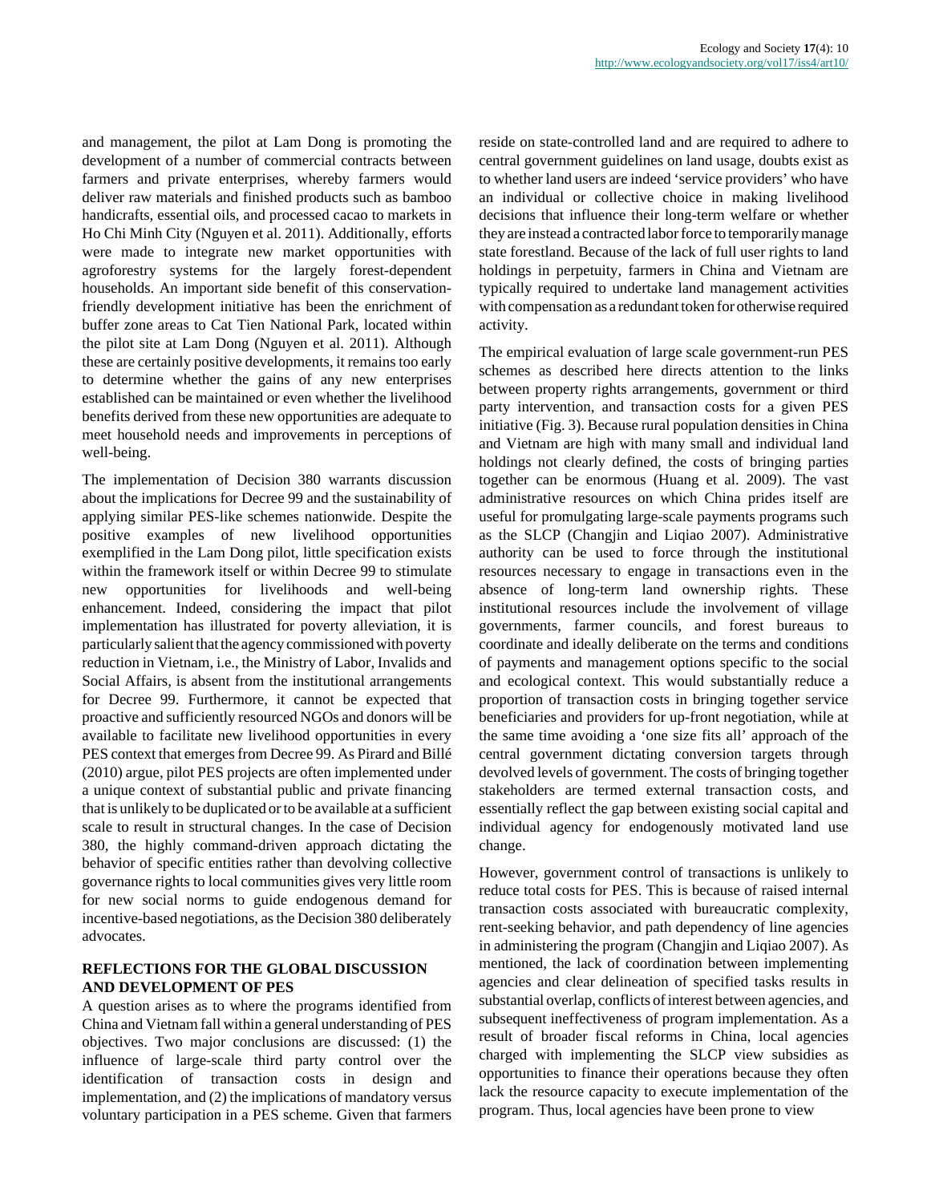and management, the pilot at Lam Dong is promoting the development of a number of commercial contracts between farmers and private enterprises, whereby farmers would deliver raw materials and finished products such as bamboo handicrafts, essential oils, and processed cacao to markets in Ho Chi Minh City (Nguyen et al. 2011). Additionally, efforts were made to integrate new market opportunities with agroforestry systems for the largely forest-dependent households. An important side benefit of this conservation-friendly development initiative has been the enrichment of buffer zone areas to Cat Tien National Park, located within the pilot site at Lam Dong (Nguyen et al. 2011). Although these are certainly positive developments, it remains too early to determine whether the gains of any new enterprises established can be maintained or even whether the livelihood benefits derived from these new opportunities are adequate to meet household needs and improvements in perceptions of well-being.

The implementation of Decision 380 warrants discussion about the implications for Decree 99 and the sustainability of applying similar PES-like schemes nationwide. Despite the positive examples of new livelihood opportunities exemplified in the Lam Dong pilot, little specification exists within the framework itself or within Decree 99 to stimulate new opportunities for livelihoods and well-being enhancement. Indeed, considering the impact that pilot implementation has illustrated for poverty alleviation, it is particularly salient that the agency commissioned with poverty reduction in Vietnam, i.e., the Ministry of Labor, Invalids and Social Affairs, is absent from the institutional arrangements for Decree 99. Furthermore, it cannot be expected that proactive and sufficiently resourced NGOs and donors will be available to facilitate new livelihood opportunities in every PES context that emerges from Decree 99. As Pirard and Billé (2010) argue, pilot PES projects are often implemented under a unique context of substantial public and private financing that is unlikely to be duplicated or to be available at a sufficient scale to result in structural changes. In the case of Decision 380, the highly command-driven approach dictating the behavior of specific entities rather than devolving collective governance rights to local communities gives very little room for new social norms to guide endogenous demand for incentive-based negotiations, as the Decision 380 deliberately advocates.

## REFLECTIONS FOR THE GLOBAL DISCUSSION AND DEVELOPMENT OF PES

A question arises as to where the programs identified from China and Vietnam fall within a general understanding of PES objectives. Two major conclusions are discussed: (1) the influence of large-scale third party control over the identification of transaction costs in design and implementation, and (2) the implications of mandatory versus voluntary participation in a PES scheme. Given that farmers reside on state-controlled land and are required to adhere to central government guidelines on land usage, doubts exist as to whether land users are indeed 'service providers' who have an individual or collective choice in making livelihood decisions that influence their long-term welfare or whether they are instead a contracted labor force to temporarily manage state forestland. Because of the lack of full user rights to land holdings in perpetuity, farmers in China and Vietnam are typically required to undertake land management activities with compensation as a redundant token for otherwise required activity.

The empirical evaluation of large scale government-run PES schemes as described here directs attention to the links between property rights arrangements, government or third party intervention, and transaction costs for a given PES initiative (Fig. 3). Because rural population densities in China and Vietnam are high with many small and individual land holdings not clearly defined, the costs of bringing parties together can be enormous (Huang et al. 2009). The vast administrative resources on which China prides itself are useful for promulgating large-scale payments programs such as the SLCP (Changjin and Liqiao 2007). Administrative authority can be used to force through the institutional resources necessary to engage in transactions even in the absence of long-term land ownership rights. These institutional resources include the involvement of village governments, farmer councils, and forest bureaus to coordinate and ideally deliberate on the terms and conditions of payments and management options specific to the social and ecological context. This would substantially reduce a proportion of transaction costs in bringing together service beneficiaries and providers for up-front negotiation, while at the same time avoiding a 'one size fits all' approach of the central government dictating conversion targets through devolved levels of government. The costs of bringing together stakeholders are termed external transaction costs, and essentially reflect the gap between existing social capital and individual agency for endogenously motivated land use change.

However, government control of transactions is unlikely to reduce total costs for PES. This is because of raised internal transaction costs associated with bureaucratic complexity, rent-seeking behavior, and path dependency of line agencies in administering the program (Changjin and Liqiao 2007). As mentioned, the lack of coordination between implementing agencies and clear delineation of specified tasks results in substantial overlap, conflicts of interest between agencies, and subsequent ineffectiveness of program implementation. As a result of broader fiscal reforms in China, local agencies charged with implementing the SLCP view subsidies as opportunities to finance their operations because they often lack the resource capacity to execute implementation of the program. Thus, local agencies have been prone to view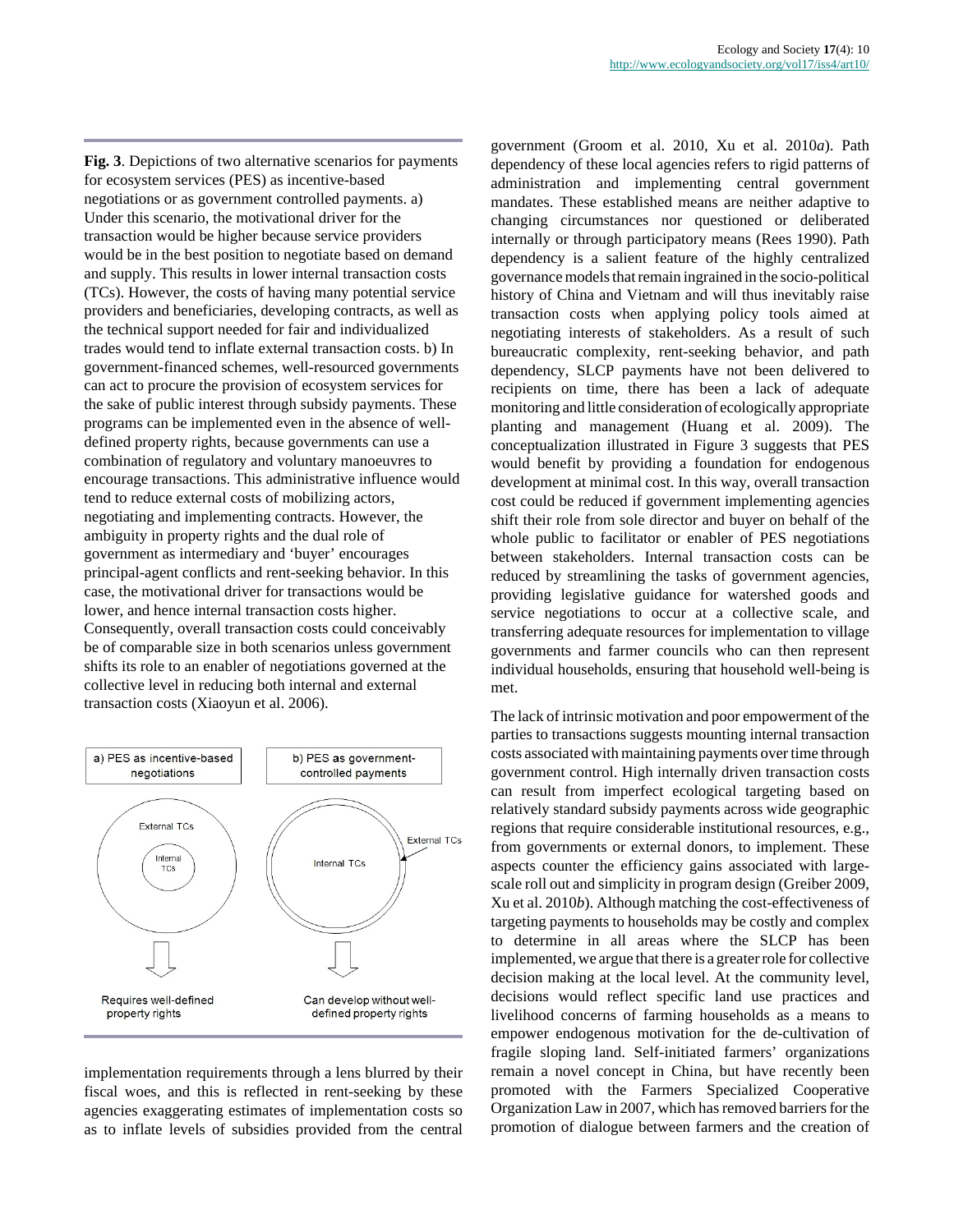**Fig. 3**. Depictions of two alternative scenarios for payments for ecosystem services (PES) as incentive-based negotiations or as government controlled payments. a) Under this scenario, the motivational driver for the transaction would be higher because service providers would be in the best position to negotiate based on demand and supply. This results in lower internal transaction costs (TCs). However, the costs of having many potential service providers and beneficiaries, developing contracts, as well as the technical support needed for fair and individualized trades would tend to inflate external transaction costs. b) In government-financed schemes, well-resourced governments can act to procure the provision of ecosystem services for the sake of public interest through subsidy payments. These programs can be implemented even in the absence of well-defined property rights, because governments can use a combination of regulatory and voluntary manoeuvres to encourage transactions. This administrative influence would tend to reduce external costs of mobilizing actors, negotiating and implementing contracts. However, the ambiguity in property rights and the dual role of government as intermediary and 'buyer' encourages principal-agent conflicts and rent-seeking behavior. In this case, the motivational driver for transactions would be lower, and hence internal transaction costs higher. Consequently, overall transaction costs could conceivably be of comparable size in both scenarios unless government shifts its role to an enabler of negotiations governed at the collective level in reducing both internal and external transaction costs (Xiaoyun et al. 2006).

a) PES as incentive-based negotiations — External TCs; Internal TCs — Requires well-defined property rights

b) PES as government-controlled payments — External TCs; Internal TCs — Can develop without well-defined property rights

implementation requirements through a lens blurred by their fiscal woes, and this is reflected in rent-seeking by these agencies exaggerating estimates of implementation costs so as to inflate levels of subsidies provided from the central government (Groom et al. 2010, Xu et al. 2010*a*). Path dependency of these local agencies refers to rigid patterns of administration and implementing central government mandates. These established means are neither adaptive to changing circumstances nor questioned or deliberated internally or through participatory means (Rees 1990). Path dependency is a salient feature of the highly centralized governance models that remain ingrained in the socio-political history of China and Vietnam and will thus inevitably raise transaction costs when applying policy tools aimed at negotiating interests of stakeholders. As a result of such bureaucratic complexity, rent-seeking behavior, and path dependency, SLCP payments have not been delivered to recipients on time, there has been a lack of adequate monitoring and little consideration of ecologically appropriate planting and management (Huang et al. 2009). The conceptualization illustrated in Figure 3 suggests that PES would benefit by providing a foundation for endogenous development at minimal cost. In this way, overall transaction cost could be reduced if government implementing agencies shift their role from sole director and buyer on behalf of the whole public to facilitator or enabler of PES negotiations between stakeholders. Internal transaction costs can be reduced by streamlining the tasks of government agencies, providing legislative guidance for watershed goods and service negotiations to occur at a collective scale, and transferring adequate resources for implementation to village governments and farmer councils who can then represent individual households, ensuring that household well-being is met.

The lack of intrinsic motivation and poor empowerment of the parties to transactions suggests mounting internal transaction costs associated with maintaining payments over time through government control. High internally driven transaction costs can result from imperfect ecological targeting based on relatively standard subsidy payments across wide geographic regions that require considerable institutional resources, e.g., from governments or external donors, to implement. These aspects counter the efficiency gains associated with large-scale roll out and simplicity in program design (Greiber 2009, Xu et al. 2010*b*). Although matching the cost-effectiveness of targeting payments to households may be costly and complex to determine in all areas where the SLCP has been implemented, we argue that there is a greater role for collective decision making at the local level. At the community level, decisions would reflect specific land use practices and livelihood concerns of farming households as a means to empower endogenous motivation for the de-cultivation of fragile sloping land. Self-initiated farmers' organizations remain a novel concept in China, but have recently been promoted with the Farmers Specialized Cooperative Organization Law in 2007, which has removed barriers for the promotion of dialogue between farmers and the creation of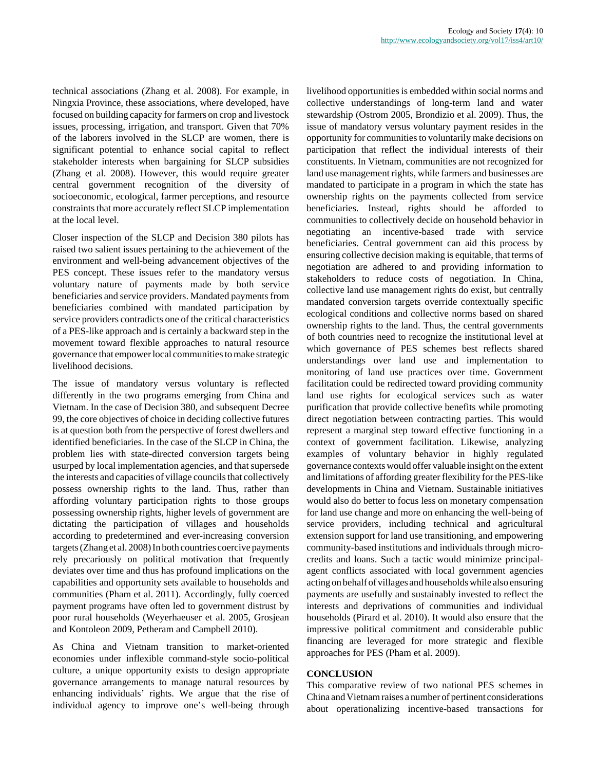technical associations (Zhang et al. 2008). For example, in Ningxia Province, these associations, where developed, have focused on building capacity for farmers on crop and livestock issues, processing, irrigation, and transport. Given that 70% of the laborers involved in the SLCP are women, there is significant potential to enhance social capital to reflect stakeholder interests when bargaining for SLCP subsidies (Zhang et al. 2008). However, this would require greater central government recognition of the diversity of socioeconomic, ecological, farmer perceptions, and resource constraints that more accurately reflect SLCP implementation at the local level.

Closer inspection of the SLCP and Decision 380 pilots has raised two salient issues pertaining to the achievement of the environment and well-being advancement objectives of the PES concept. These issues refer to the mandatory versus voluntary nature of payments made by both service beneficiaries and service providers. Mandated payments from beneficiaries combined with mandated participation by service providers contradicts one of the critical characteristics of a PES-like approach and is certainly a backward step in the movement toward flexible approaches to natural resource governance that empower local communities to make strategic livelihood decisions.

The issue of mandatory versus voluntary is reflected differently in the two programs emerging from China and Vietnam. In the case of Decision 380, and subsequent Decree 99, the core objectives of choice in deciding collective futures is at question both from the perspective of forest dwellers and identified beneficiaries. In the case of the SLCP in China, the problem lies with state-directed conversion targets being usurped by local implementation agencies, and that supersede the interests and capacities of village councils that collectively possess ownership rights to the land. Thus, rather than affording voluntary participation rights to those groups possessing ownership rights, higher levels of government are dictating the participation of villages and households according to predetermined and ever-increasing conversion targets (Zhang et al. 2008) In both countries coercive payments rely precariously on political motivation that frequently deviates over time and thus has profound implications on the capabilities and opportunity sets available to households and communities (Pham et al. 2011). Accordingly, fully coerced payment programs have often led to government distrust by poor rural households (Weyerhaeuser et al. 2005, Grosjean and Kontoleon 2009, Petheram and Campbell 2010).

As China and Vietnam transition to market-oriented economies under inflexible command-style socio-political culture, a unique opportunity exists to design appropriate governance arrangements to manage natural resources by enhancing individuals' rights. We argue that the rise of individual agency to improve one's well-being through livelihood opportunities is embedded within social norms and collective understandings of long-term land and water stewardship (Ostrom 2005, Brondizio et al. 2009). Thus, the issue of mandatory versus voluntary payment resides in the opportunity for communities to voluntarily make decisions on participation that reflect the individual interests of their constituents. In Vietnam, communities are not recognized for land use management rights, while farmers and businesses are mandated to participate in a program in which the state has ownership rights on the payments collected from service beneficiaries. Instead, rights should be afforded to communities to collectively decide on household behavior in negotiating an incentive-based trade with service beneficiaries. Central government can aid this process by ensuring collective decision making is equitable, that terms of negotiation are adhered to and providing information to stakeholders to reduce costs of negotiation. In China, collective land use management rights do exist, but centrally mandated conversion targets override contextually specific ecological conditions and collective norms based on shared ownership rights to the land. Thus, the central governments of both countries need to recognize the institutional level at which governance of PES schemes best reflects shared understandings over land use and implementation to monitoring of land use practices over time. Government facilitation could be redirected toward providing community land use rights for ecological services such as water purification that provide collective benefits while promoting direct negotiation between contracting parties. This would represent a marginal step toward effective functioning in a context of government facilitation. Likewise, analyzing examples of voluntary behavior in highly regulated governance contexts would offer valuable insight on the extent and limitations of affording greater flexibility for the PES-like developments in China and Vietnam. Sustainable initiatives would also do better to focus less on monetary compensation for land use change and more on enhancing the well-being of service providers, including technical and agricultural extension support for land use transitioning, and empowering community-based institutions and individuals through micro-credits and loans. Such a tactic would minimize principal-agent conflicts associated with local government agencies acting on behalf of villages and households while also ensuring payments are usefully and sustainably invested to reflect the interests and deprivations of communities and individual households (Pirard et al. 2010). It would also ensure that the impressive political commitment and considerable public financing are leveraged for more strategic and flexible approaches for PES (Pham et al. 2009).

## CONCLUSION

This comparative review of two national PES schemes in China and Vietnam raises a number of pertinent considerations about operationalizing incentive-based transactions for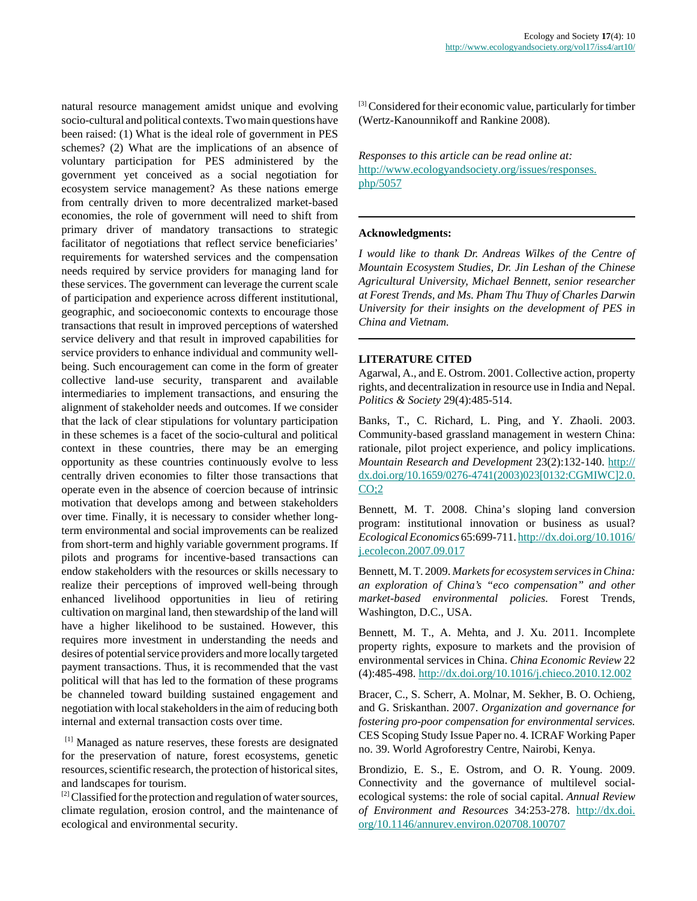natural resource management amidst unique and evolving socio-cultural and political contexts. Two main questions have been raised: (1) What is the ideal role of government in PES schemes? (2) What are the implications of an absence of voluntary participation for PES administered by the government yet conceived as a social negotiation for ecosystem service management? As these nations emerge from centrally driven to more decentralized market-based economies, the role of government will need to shift from primary driver of mandatory transactions to strategic facilitator of negotiations that reflect service beneficiaries' requirements for watershed services and the compensation needs required by service providers for managing land for these services. The government can leverage the current scale of participation and experience across different institutional, geographic, and socioeconomic contexts to encourage those transactions that result in improved perceptions of watershed service delivery and that result in improved capabilities for service providers to enhance individual and community well-being. Such encouragement can come in the form of greater collective land-use security, transparent and available intermediaries to implement transactions, and ensuring the alignment of stakeholder needs and outcomes. If we consider that the lack of clear stipulations for voluntary participation in these schemes is a facet of the socio-cultural and political context in these countries, there may be an emerging opportunity as these countries continuously evolve to less centrally driven economies to filter those transactions that operate even in the absence of coercion because of intrinsic motivation that develops among and between stakeholders over time. Finally, it is necessary to consider whether long-term environmental and social improvements can be realized from short-term and highly variable government programs. If pilots and programs for incentive-based transactions can endow stakeholders with the resources or skills necessary to realize their perceptions of improved well-being through enhanced livelihood opportunities in lieu of retiring cultivation on marginal land, then stewardship of the land will have a higher likelihood to be sustained. However, this requires more investment in understanding the needs and desires of potential service providers and more locally targeted payment transactions. Thus, it is recommended that the vast political will that has led to the formation of these programs be channeled toward building sustained engagement and negotiation with local stakeholders in the aim of reducing both internal and external transaction costs over time.

[1] Managed as nature reserves, these forests are designated for the preservation of nature, forest ecosystems, genetic resources, scientific research, the protection of historical sites, and landscapes for tourism.

[2] Classified for the protection and regulation of water sources, climate regulation, erosion control, and the maintenance of ecological and environmental security.

[3] Considered for their economic value, particularly for timber (Wertz-Kanounnikoff and Rankine 2008).

*Responses to this article can be read online at:* http://www.ecologyandsociety.org/issues/responses.php/5057

---

**Acknowledgments:**

*I would like to thank Dr. Andreas Wilkes of the Centre of Mountain Ecosystem Studies, Dr. Jin Leshan of the Chinese Agricultural University, Michael Bennett, senior researcher at Forest Trends, and Ms. Pham Thu Thuy of Charles Darwin University for their insights on the development of PES in China and Vietnam.*

---

**LITERATURE CITED**

Agarwal, A., and E. Ostrom. 2001. Collective action, property rights, and decentralization in resource use in India and Nepal. *Politics & Society* 29(4):485-514.

Banks, T., C. Richard, L. Ping, and Y. Zhaoli. 2003. Community-based grassland management in western China: rationale, pilot project experience, and policy implications. *Mountain Research and Development* 23(2):132-140. http://dx.doi.org/10.1659/0276-4741(2003)023[0132:CGMIWC]2.0.CO;2

Bennett, M. T. 2008. China's sloping land conversion program: institutional innovation or business as usual? *Ecological Economics* 65:699-711. http://dx.doi.org/10.1016/j.ecolecon.2007.09.017

Bennett, M. T. 2009. *Markets for ecosystem services in China: an exploration of China's "eco compensation" and other market-based environmental policies.* Forest Trends, Washington, D.C., USA.

Bennett, M. T., A. Mehta, and J. Xu. 2011. Incomplete property rights, exposure to markets and the provision of environmental services in China. *China Economic Review* 22 (4):485-498. http://dx.doi.org/10.1016/j.chieco.2010.12.002

Bracer, C., S. Scherr, A. Molnar, M. Sekher, B. O. Ochieng, and G. Sriskanthan. 2007. *Organization and governance for fostering pro-poor compensation for environmental services.* CES Scoping Study Issue Paper no. 4. ICRAF Working Paper no. 39. World Agroforestry Centre, Nairobi, Kenya.

Brondizio, E. S., E. Ostrom, and O. R. Young. 2009. Connectivity and the governance of multilevel social-ecological systems: the role of social capital. *Annual Review of Environment and Resources* 34:253-278. http://dx.doi.org/10.1146/annurev.environ.020708.100707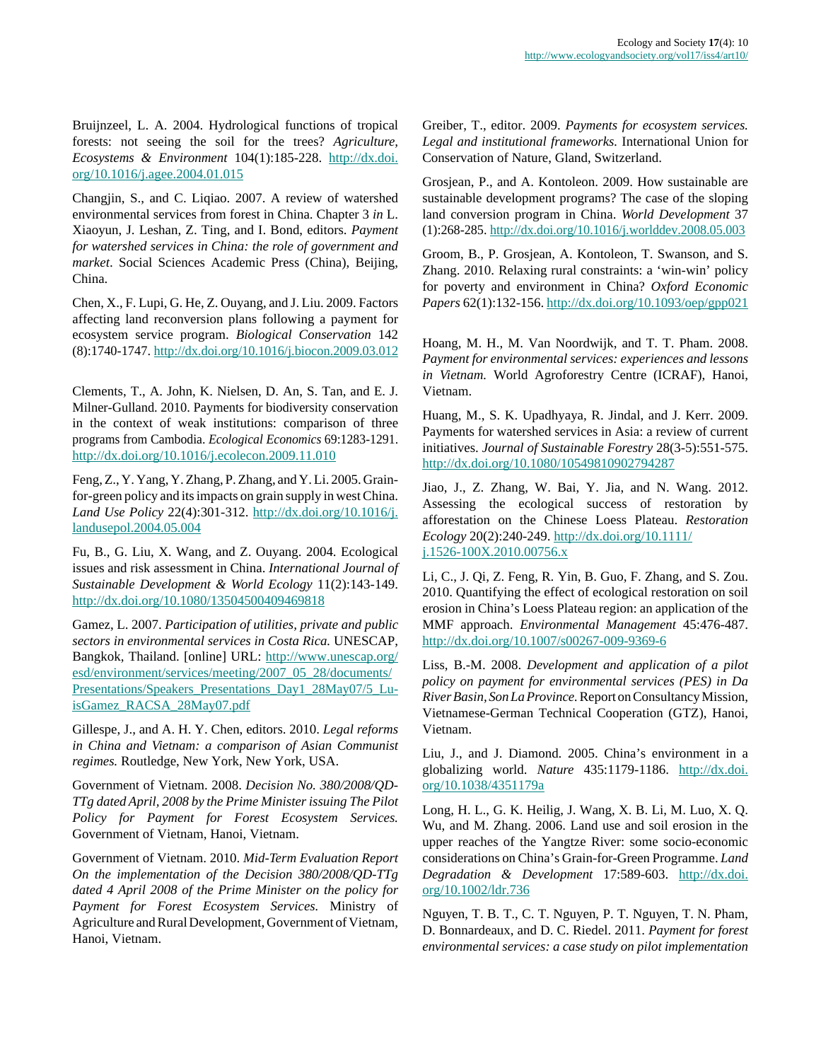Bruijnzeel, L. A. 2004. Hydrological functions of tropical forests: not seeing the soil for the trees? *Agriculture, Ecosystems & Environment* 104(1):185-228. http://dx.doi.org/10.1016/j.agee.2004.01.015

Changjin, S., and C. Liqiao. 2007. A review of watershed environmental services from forest in China. Chapter 3 *in* L. Xiaoyun, J. Leshan, Z. Ting, and I. Bond, editors. *Payment for watershed services in China: the role of government and market*. Social Sciences Academic Press (China), Beijing, China.

Chen, X., F. Lupi, G. He, Z. Ouyang, and J. Liu. 2009. Factors affecting land reconversion plans following a payment for ecosystem service program. *Biological Conservation* 142 (8):1740-1747. http://dx.doi.org/10.1016/j.biocon.2009.03.012

Clements, T., A. John, K. Nielsen, D. An, S. Tan, and E. J. Milner-Gulland. 2010. Payments for biodiversity conservation in the context of weak institutions: comparison of three programs from Cambodia. *Ecological Economics* 69:1283-1291. http://dx.doi.org/10.1016/j.ecolecon.2009.11.010

Feng, Z., Y. Yang, Y. Zhang, P. Zhang, and Y. Li. 2005. Grain-for-green policy and its impacts on grain supply in west China. *Land Use Policy* 22(4):301-312. http://dx.doi.org/10.1016/j.landusepol.2004.05.004

Fu, B., G. Liu, X. Wang, and Z. Ouyang. 2004. Ecological issues and risk assessment in China. *International Journal of Sustainable Development & World Ecology* 11(2):143-149. http://dx.doi.org/10.1080/13504500409469818

Gamez, L. 2007. *Participation of utilities, private and public sectors in environmental services in Costa Rica.* UNESCAP, Bangkok, Thailand. [online] URL: http://www.unescap.org/esd/environment/services/meeting/2007_05_28/documents/Presentations/Speakers_Presentations_Day1_28May07/5_LuisGamez_RACSA_28May07.pdf

Gillespe, J., and A. H. Y. Chen, editors. 2010. *Legal reforms in China and Vietnam: a comparison of Asian Communist regimes.* Routledge, New York, New York, USA.

Government of Vietnam. 2008. *Decision No. 380/2008/QD-TTg dated April, 2008 by the Prime Minister issuing The Pilot Policy for Payment for Forest Ecosystem Services.* Government of Vietnam, Hanoi, Vietnam.

Government of Vietnam. 2010. *Mid-Term Evaluation Report On the implementation of the Decision 380/2008/QD-TTg dated 4 April 2008 of the Prime Minister on the policy for Payment for Forest Ecosystem Services.* Ministry of Agriculture and Rural Development, Government of Vietnam, Hanoi, Vietnam.

Greiber, T., editor. 2009. *Payments for ecosystem services. Legal and institutional frameworks.* International Union for Conservation of Nature, Gland, Switzerland.

Grosjean, P., and A. Kontoleon. 2009. How sustainable are sustainable development programs? The case of the sloping land conversion program in China. *World Development* 37 (1):268-285. http://dx.doi.org/10.1016/j.worlddev.2008.05.003

Groom, B., P. Grosjean, A. Kontoleon, T. Swanson, and S. Zhang. 2010. Relaxing rural constraints: a 'win-win' policy for poverty and environment in China? *Oxford Economic Papers* 62(1):132-156. http://dx.doi.org/10.1093/oep/gpp021

Hoang, M. H., M. Van Noordwijk, and T. T. Pham. 2008. *Payment for environmental services: experiences and lessons in Vietnam.* World Agroforestry Centre (ICRAF), Hanoi, Vietnam.

Huang, M., S. K. Upadhyaya, R. Jindal, and J. Kerr. 2009. Payments for watershed services in Asia: a review of current initiatives. *Journal of Sustainable Forestry* 28(3-5):551-575. http://dx.doi.org/10.1080/10549810902794287

Jiao, J., Z. Zhang, W. Bai, Y. Jia, and N. Wang. 2012. Assessing the ecological success of restoration by afforestation on the Chinese Loess Plateau. *Restoration Ecology* 20(2):240-249. http://dx.doi.org/10.1111/j.1526-100X.2010.00756.x

Li, C., J. Qi, Z. Feng, R. Yin, B. Guo, F. Zhang, and S. Zou. 2010. Quantifying the effect of ecological restoration on soil erosion in China's Loess Plateau region: an application of the MMF approach. *Environmental Management* 45:476-487. http://dx.doi.org/10.1007/s00267-009-9369-6

Liss, B.-M. 2008. *Development and application of a pilot policy on payment for environmental services (PES) in Da River Basin, Son La Province.* Report on Consultancy Mission, Vietnamese-German Technical Cooperation (GTZ), Hanoi, Vietnam.

Liu, J., and J. Diamond. 2005. China's environment in a globalizing world. *Nature* 435:1179-1186. http://dx.doi.org/10.1038/4351179a

Long, H. L., G. K. Heilig, J. Wang, X. B. Li, M. Luo, X. Q. Wu, and M. Zhang. 2006. Land use and soil erosion in the upper reaches of the Yangtze River: some socio-economic considerations on China's Grain-for-Green Programme. *Land Degradation & Development* 17:589-603. http://dx.doi.org/10.1002/ldr.736

Nguyen, T. B. T., C. T. Nguyen, P. T. Nguyen, T. N. Pham, D. Bonnardeaux, and D. C. Riedel. 2011. *Payment for forest environmental services: a case study on pilot implementation*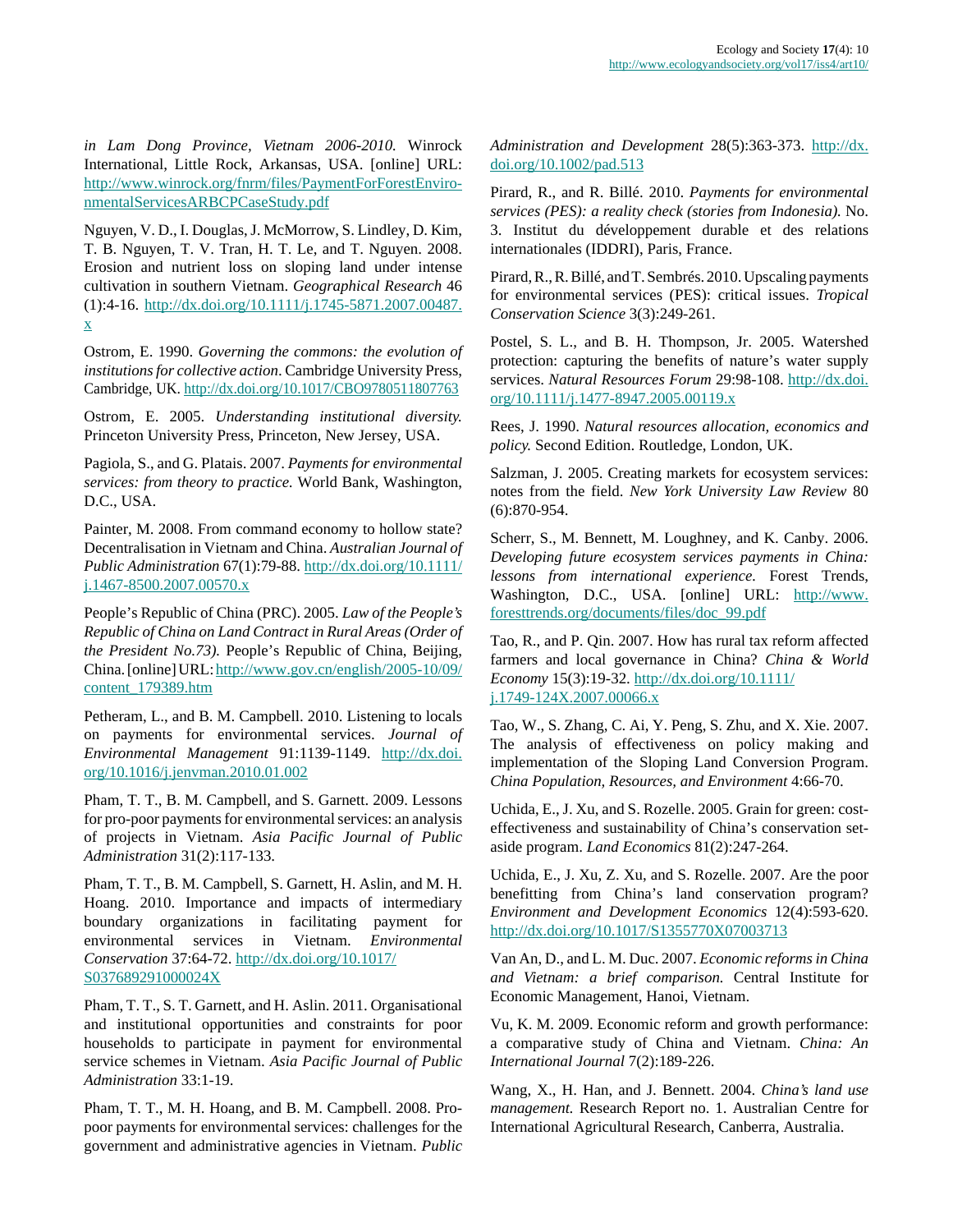*in Lam Dong Province, Vietnam 2006-2010.* Winrock International, Little Rock, Arkansas, USA. [online] URL: http://www.winrock.org/fnrm/files/PaymentForForestEnvironmentalServicesARBCPCaseStudy.pdf

Nguyen, V. D., I. Douglas, J. McMorrow, S. Lindley, D. Kim, T. B. Nguyen, T. V. Tran, H. T. Le, and T. Nguyen. 2008. Erosion and nutrient loss on sloping land under intense cultivation in southern Vietnam. *Geographical Research* 46 (1):4-16. http://dx.doi.org/10.1111/j.1745-5871.2007.00487.x

Ostrom, E. 1990. *Governing the commons: the evolution of institutions for collective action*. Cambridge University Press, Cambridge, UK. http://dx.doi.org/10.1017/CBO9780511807763

Ostrom, E. 2005. *Understanding institutional diversity.* Princeton University Press, Princeton, New Jersey, USA.

Pagiola, S., and G. Platais. 2007. *Payments for environmental services: from theory to practice.* World Bank, Washington, D.C., USA.

Painter, M. 2008. From command economy to hollow state? Decentralisation in Vietnam and China. *Australian Journal of Public Administration* 67(1):79-88. http://dx.doi.org/10.1111/j.1467-8500.2007.00570.x

People's Republic of China (PRC). 2005. *Law of the People's Republic of China on Land Contract in Rural Areas (Order of the President No.73).* People's Republic of China, Beijing, China. [online] URL: http://www.gov.cn/english/2005-10/09/content_179389.htm

Petheram, L., and B. M. Campbell. 2010. Listening to locals on payments for environmental services. *Journal of Environmental Management* 91:1139-1149. http://dx.doi.org/10.1016/j.jenvman.2010.01.002

Pham, T. T., B. M. Campbell, and S. Garnett. 2009. Lessons for pro-poor payments for environmental services: an analysis of projects in Vietnam. *Asia Pacific Journal of Public Administration* 31(2):117-133.

Pham, T. T., B. M. Campbell, S. Garnett, H. Aslin, and M. H. Hoang. 2010. Importance and impacts of intermediary boundary organizations in facilitating payment for environmental services in Vietnam. *Environmental Conservation* 37:64-72. http://dx.doi.org/10.1017/S037689291000024X

Pham, T. T., S. T. Garnett, and H. Aslin. 2011. Organisational and institutional opportunities and constraints for poor households to participate in payment for environmental service schemes in Vietnam. *Asia Pacific Journal of Public Administration* 33:1-19.

Pham, T. T., M. H. Hoang, and B. M. Campbell. 2008. Pro-poor payments for environmental services: challenges for the government and administrative agencies in Vietnam. *Public Administration and Development* 28(5):363-373. http://dx.doi.org/10.1002/pad.513

Pirard, R., and R. Billé. 2010. *Payments for environmental services (PES): a reality check (stories from Indonesia).* No. 3. Institut du développement durable et des relations internationales (IDDRI), Paris, France.

Pirard, R., R. Billé, and T. Sembrés. 2010. Upscaling payments for environmental services (PES): critical issues. *Tropical Conservation Science* 3(3):249-261.

Postel, S. L., and B. H. Thompson, Jr. 2005. Watershed protection: capturing the benefits of nature's water supply services. *Natural Resources Forum* 29:98-108. http://dx.doi.org/10.1111/j.1477-8947.2005.00119.x

Rees, J. 1990. *Natural resources allocation, economics and policy.* Second Edition. Routledge, London, UK.

Salzman, J. 2005. Creating markets for ecosystem services: notes from the field. *New York University Law Review* 80 (6):870-954.

Scherr, S., M. Bennett, M. Loughney, and K. Canby. 2006. *Developing future ecosystem services payments in China: lessons from international experience.* Forest Trends, Washington, D.C., USA. [online] URL: http://www.foresttrends.org/documents/files/doc_99.pdf

Tao, R., and P. Qin. 2007. How has rural tax reform affected farmers and local governance in China? *China & World Economy* 15(3):19-32. http://dx.doi.org/10.1111/j.1749-124X.2007.00066.x

Tao, W., S. Zhang, C. Ai, Y. Peng, S. Zhu, and X. Xie. 2007. The analysis of effectiveness on policy making and implementation of the Sloping Land Conversion Program. *China Population, Resources, and Environment* 4:66-70.

Uchida, E., J. Xu, and S. Rozelle. 2005. Grain for green: cost-effectiveness and sustainability of China's conservation set-aside program. *Land Economics* 81(2):247-264.

Uchida, E., J. Xu, Z. Xu, and S. Rozelle. 2007. Are the poor benefitting from China's land conservation program? *Environment and Development Economics* 12(4):593-620. http://dx.doi.org/10.1017/S1355770X07003713

Van An, D., and L. M. Duc. 2007. *Economic reforms in China and Vietnam: a brief comparison.* Central Institute for Economic Management, Hanoi, Vietnam.

Vu, K. M. 2009. Economic reform and growth performance: a comparative study of China and Vietnam. *China: An International Journal* 7(2):189-226.

Wang, X., H. Han, and J. Bennett. 2004. *China's land use management.* Research Report no. 1. Australian Centre for International Agricultural Research, Canberra, Australia.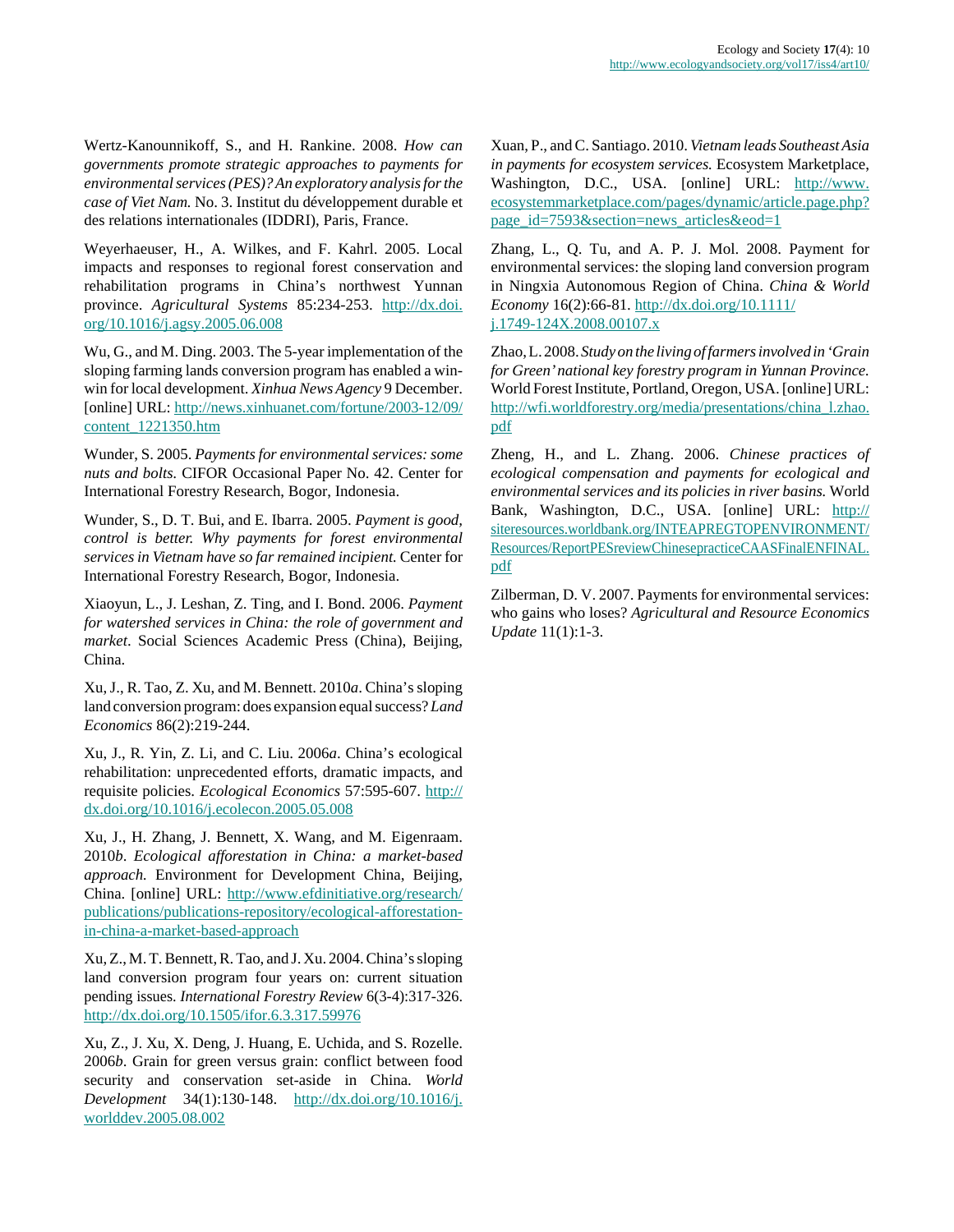Wertz-Kanounnikoff, S., and H. Rankine. 2008. *How can governments promote strategic approaches to payments for environmental services (PES)? An exploratory analysis for the case of Viet Nam.* No. 3. Institut du développement durable et des relations internationales (IDDRI), Paris, France.

Weyerhaeuser, H., A. Wilkes, and F. Kahrl. 2005. Local impacts and responses to regional forest conservation and rehabilitation programs in China's northwest Yunnan province. *Agricultural Systems* 85:234-253. http://dx.doi.org/10.1016/j.agsy.2005.06.008

Wu, G., and M. Ding. 2003. The 5-year implementation of the sloping farming lands conversion program has enabled a win-win for local development. *Xinhua News Agency* 9 December. [online] URL: http://news.xinhuanet.com/fortune/2003-12/09/content_1221350.htm

Wunder, S. 2005. *Payments for environmental services: some nuts and bolts.* CIFOR Occasional Paper No. 42. Center for International Forestry Research, Bogor, Indonesia.

Wunder, S., D. T. Bui, and E. Ibarra. 2005. *Payment is good, control is better. Why payments for forest environmental services in Vietnam have so far remained incipient.* Center for International Forestry Research, Bogor, Indonesia.

Xiaoyun, L., J. Leshan, Z. Ting, and I. Bond. 2006. *Payment for watershed services in China: the role of government and market*. Social Sciences Academic Press (China), Beijing, China.

Xu, J., R. Tao, Z. Xu, and M. Bennett. 2010*a*. China's sloping land conversion program: does expansion equal success? *Land Economics* 86(2):219-244.

Xu, J., R. Yin, Z. Li, and C. Liu. 2006*a*. China's ecological rehabilitation: unprecedented efforts, dramatic impacts, and requisite policies. *Ecological Economics* 57:595-607. http://dx.doi.org/10.1016/j.ecolecon.2005.05.008

Xu, J., H. Zhang, J. Bennett, X. Wang, and M. Eigenraam. 2010*b*. *Ecological afforestation in China: a market-based approach.* Environment for Development China, Beijing, China. [online] URL: http://www.efdinitiative.org/research/publications/publications-repository/ecological-afforestation-in-china-a-market-based-approach

Xu, Z., M. T. Bennett, R. Tao, and J. Xu. 2004. China's sloping land conversion program four years on: current situation pending issues. *International Forestry Review* 6(3-4):317-326. http://dx.doi.org/10.1505/ifor.6.3.317.59976

Xu, Z., J. Xu, X. Deng, J. Huang, E. Uchida, and S. Rozelle. 2006*b*. Grain for green versus grain: conflict between food security and conservation set-aside in China. *World Development* 34(1):130-148. http://dx.doi.org/10.1016/j.worlddev.2005.08.002

Xuan, P., and C. Santiago. 2010. *Vietnam leads Southeast Asia in payments for ecosystem services.* Ecosystem Marketplace, Washington, D.C., USA. [online] URL: http://www.ecosystemmarketplace.com/pages/dynamic/article.page.php?page_id=7593&section=news_articles&eod=1

Zhang, L., Q. Tu, and A. P. J. Mol. 2008. Payment for environmental services: the sloping land conversion program in Ningxia Autonomous Region of China. *China & World Economy* 16(2):66-81. http://dx.doi.org/10.1111/j.1749-124X.2008.00107.x

Zhao, L. 2008. *Study on the living of farmers involved in 'Grain for Green' national key forestry program in Yunnan Province.* World Forest Institute, Portland, Oregon, USA. [online] URL: http://wfi.worldforestry.org/media/presentations/china_l.zhao.pdf

Zheng, H., and L. Zhang. 2006. *Chinese practices of ecological compensation and payments for ecological and environmental services and its policies in river basins.* World Bank, Washington, D.C., USA. [online] URL: http://siteresources.worldbank.org/INTEAPREGTOPENVIRONMENT/Resources/ReportPESreviewChinesepracticeCAASFinalENFINAL.pdf

Zilberman, D. V. 2007. Payments for environmental services: who gains who loses? *Agricultural and Resource Economics Update* 11(1):1-3.